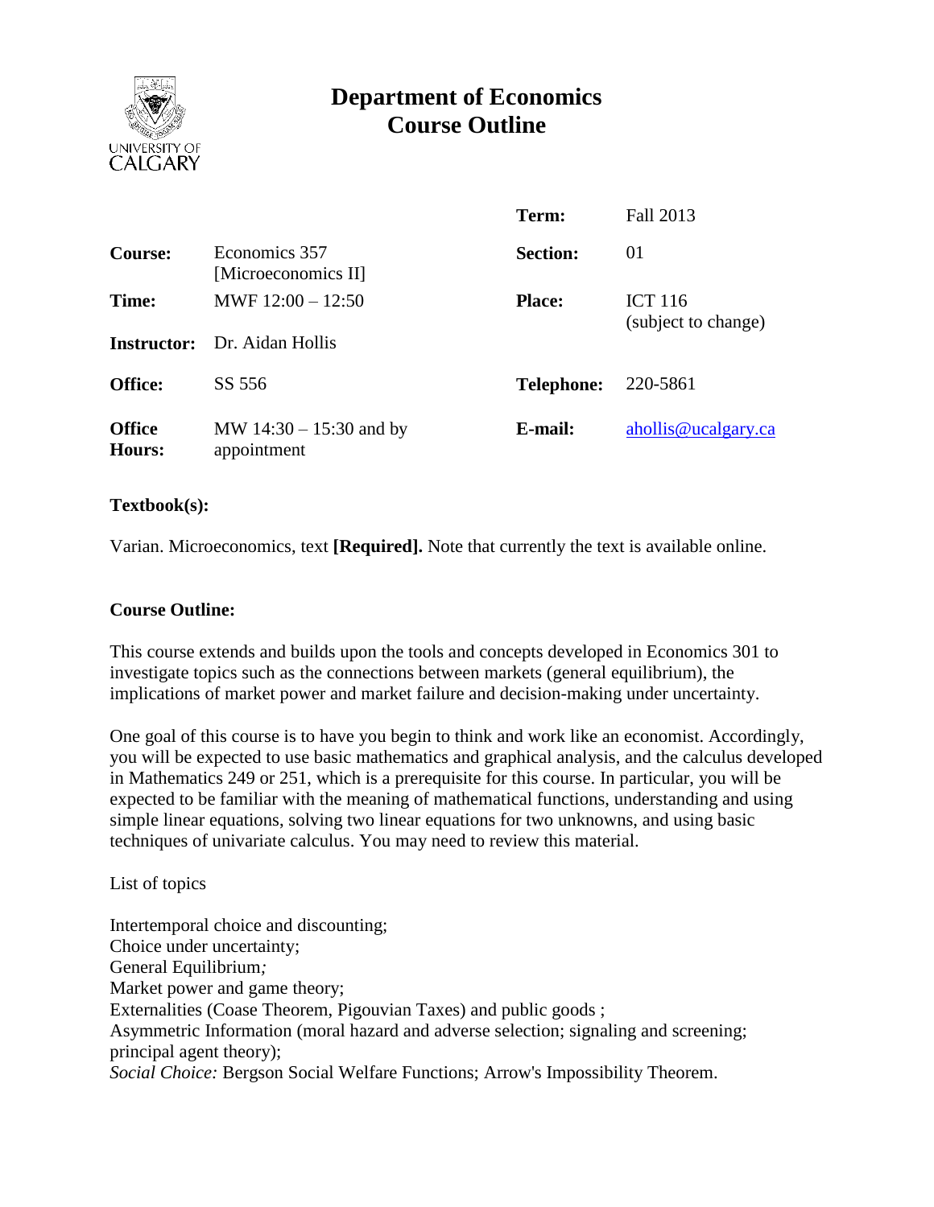# Department of Economics
# Course Outline

| | | | |
|---|---|---|---|
| | | **Term:** | Fall 2013 |
| **Course:** | Economics 357 [Microeconomics II] | **Section:** | 01 |
| **Time:** | MWF 12:00 – 12:50 | **Place:** | ICT 116 (subject to change) |
| **Instructor:** | Dr. Aidan Hollis | | |
| **Office:** | SS 556 | **Telephone:** | 220-5861 |
| **Office Hours:** | MW 14:30 – 15:30 and by appointment | **E-mail:** | ahollis@ucalgary.ca |

**Textbook(s):**

Varian. Microeconomics, text **[Required].** Note that currently the text is available online.

**Course Outline:**

This course extends and builds upon the tools and concepts developed in Economics 301 to investigate topics such as the connections between markets (general equilibrium), the implications of market power and market failure and decision-making under uncertainty.

One goal of this course is to have you begin to think and work like an economist. Accordingly, you will be expected to use basic mathematics and graphical analysis, and the calculus developed in Mathematics 249 or 251, which is a prerequisite for this course. In particular, you will be expected to be familiar with the meaning of mathematical functions, understanding and using simple linear equations, solving two linear equations for two unknowns, and using basic techniques of univariate calculus. You may need to review this material.

List of topics

Intertemporal choice and discounting;
Choice under uncertainty;
General Equilibrium*;*
Market power and game theory;
Externalities (Coase Theorem, Pigouvian Taxes) and public goods ;
Asymmetric Information (moral hazard and adverse selection; signaling and screening; principal agent theory);
*Social Choice:* Bergson Social Welfare Functions; Arrow's Impossibility Theorem.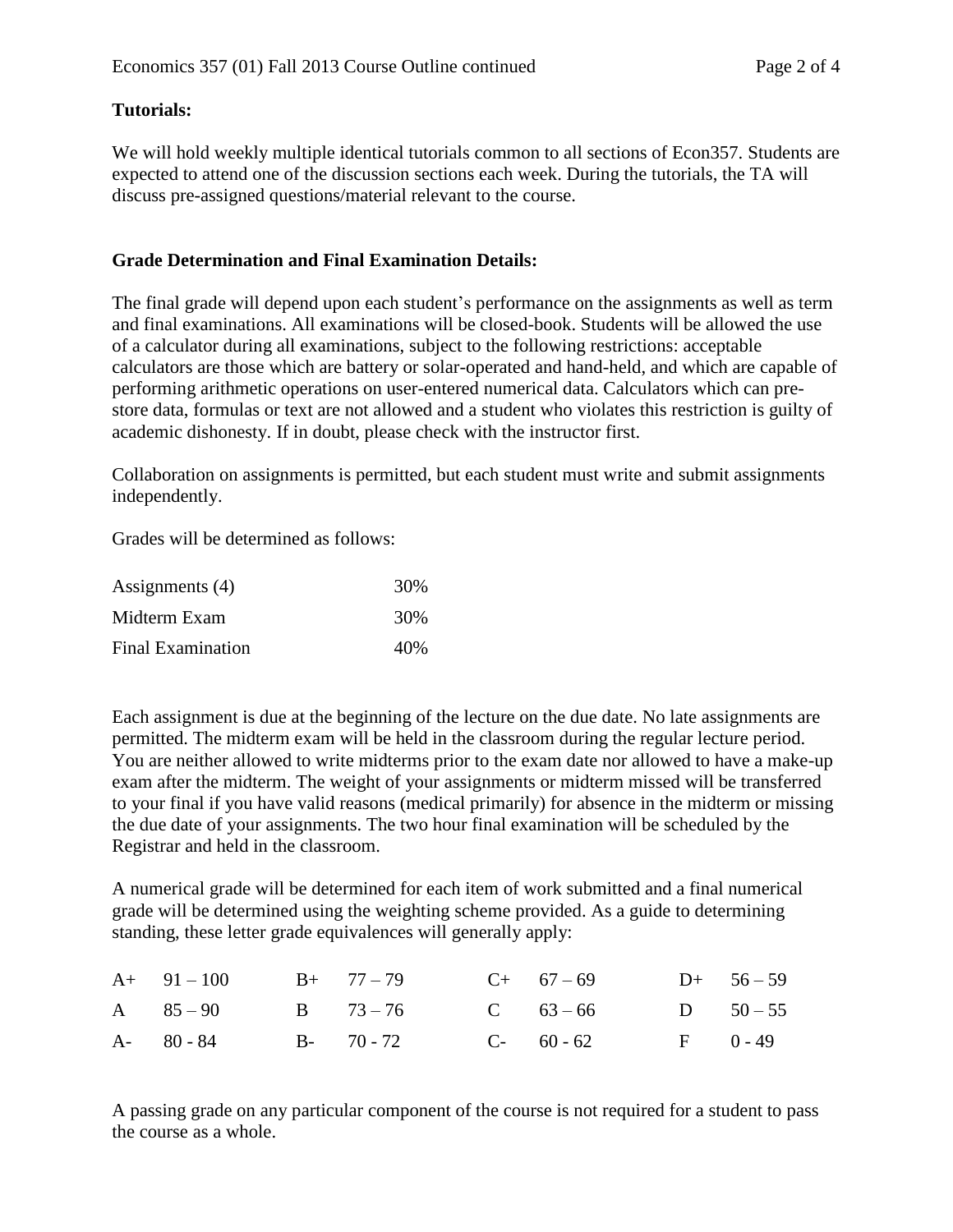**Tutorials:**

We will hold weekly multiple identical tutorials common to all sections of Econ357. Students are expected to attend one of the discussion sections each week. During the tutorials, the TA will discuss pre-assigned questions/material relevant to the course.

**Grade Determination and Final Examination Details:**

The final grade will depend upon each student's performance on the assignments as well as term and final examinations. All examinations will be closed-book. Students will be allowed the use of a calculator during all examinations, subject to the following restrictions: acceptable calculators are those which are battery or solar-operated and hand-held, and which are capable of performing arithmetic operations on user-entered numerical data. Calculators which can pre-store data, formulas or text are not allowed and a student who violates this restriction is guilty of academic dishonesty. If in doubt, please check with the instructor first.

Collaboration on assignments is permitted, but each student must write and submit assignments independently.

Grades will be determined as follows:

| | |
|---|---|
| Assignments (4) | 30% |
| Midterm Exam | 30% |
| Final Examination | 40% |

Each assignment is due at the beginning of the lecture on the due date. No late assignments are permitted. The midterm exam will be held in the classroom during the regular lecture period. You are neither allowed to write midterms prior to the exam date nor allowed to have a make-up exam after the midterm. The weight of your assignments or midterm missed will be transferred to your final if you have valid reasons (medical primarily) for absence in the midterm or missing the due date of your assignments. The two hour final examination will be scheduled by the Registrar and held in the classroom.

A numerical grade will be determined for each item of work submitted and a final numerical grade will be determined using the weighting scheme provided. As a guide to determining standing, these letter grade equivalences will generally apply:

| | | | | | | | |
|---|---|---|---|---|---|---|---|
| A+ | 91 – 100 | B+ | 77 – 79 | C+ | 67 – 69 | D+ | 56 – 59 |
| A | 85 – 90 | B | 73 – 76 | C | 63 – 66 | D | 50 – 55 |
| A- | 80 - 84 | B- | 70 - 72 | C- | 60 - 62 | F | 0 - 49 |

A passing grade on any particular component of the course is not required for a student to pass the course as a whole.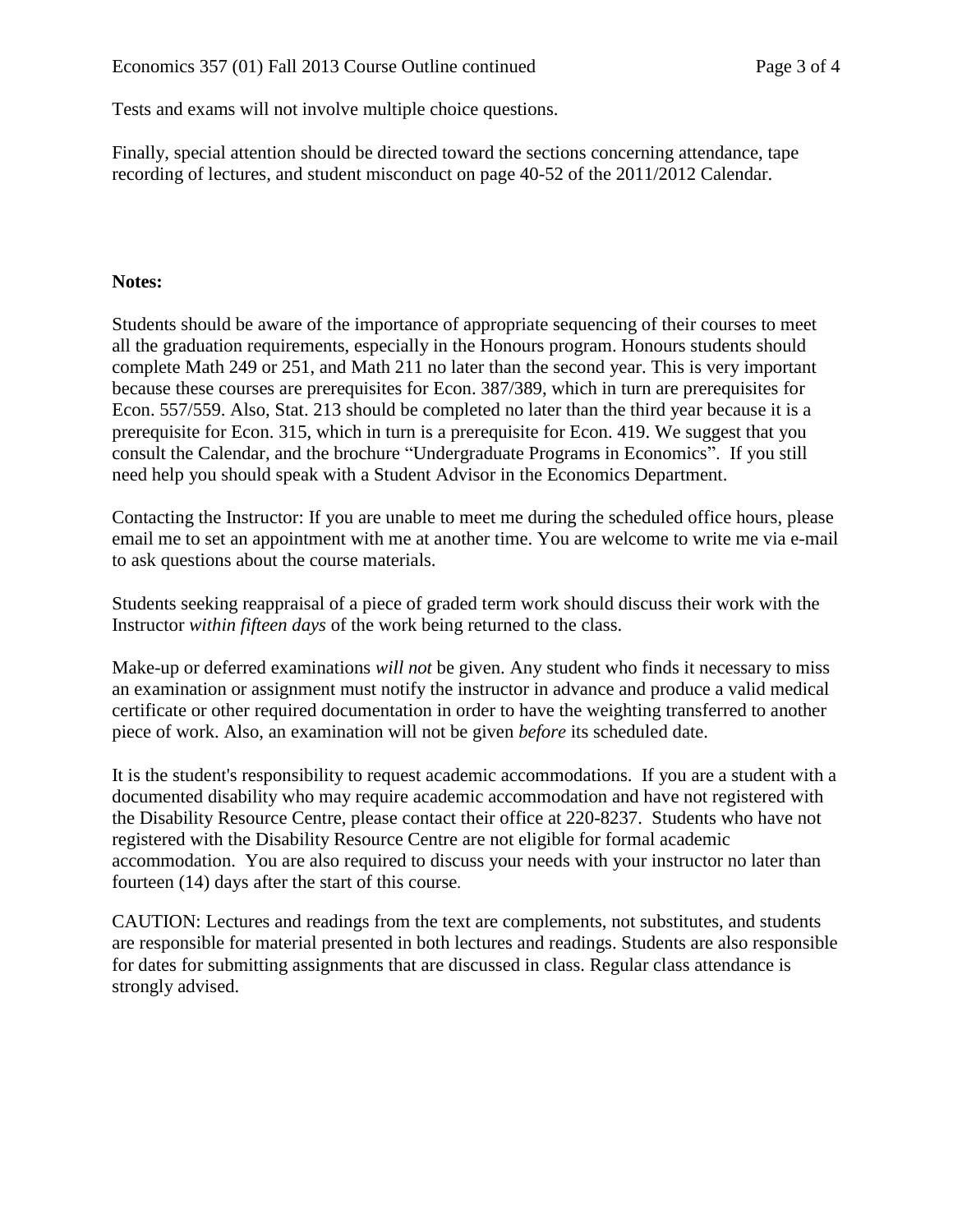Tests and exams will not involve multiple choice questions.

Finally, special attention should be directed toward the sections concerning attendance, tape recording of lectures, and student misconduct on page 40-52 of the 2011/2012 Calendar.

**Notes:**

Students should be aware of the importance of appropriate sequencing of their courses to meet all the graduation requirements, especially in the Honours program. Honours students should complete Math 249 or 251, and Math 211 no later than the second year. This is very important because these courses are prerequisites for Econ. 387/389, which in turn are prerequisites for Econ. 557/559. Also, Stat. 213 should be completed no later than the third year because it is a prerequisite for Econ. 315, which in turn is a prerequisite for Econ. 419. We suggest that you consult the Calendar, and the brochure "Undergraduate Programs in Economics". If you still need help you should speak with a Student Advisor in the Economics Department.

Contacting the Instructor: If you are unable to meet me during the scheduled office hours, please email me to set an appointment with me at another time. You are welcome to write me via e-mail to ask questions about the course materials.

Students seeking reappraisal of a piece of graded term work should discuss their work with the Instructor *within fifteen days* of the work being returned to the class.

Make-up or deferred examinations *will not* be given. Any student who finds it necessary to miss an examination or assignment must notify the instructor in advance and produce a valid medical certificate or other required documentation in order to have the weighting transferred to another piece of work. Also, an examination will not be given *before* its scheduled date.

It is the student's responsibility to request academic accommodations. If you are a student with a documented disability who may require academic accommodation and have not registered with the Disability Resource Centre, please contact their office at 220-8237. Students who have not registered with the Disability Resource Centre are not eligible for formal academic accommodation. You are also required to discuss your needs with your instructor no later than fourteen (14) days after the start of this course.

CAUTION: Lectures and readings from the text are complements, not substitutes, and students are responsible for material presented in both lectures and readings. Students are also responsible for dates for submitting assignments that are discussed in class. Regular class attendance is strongly advised.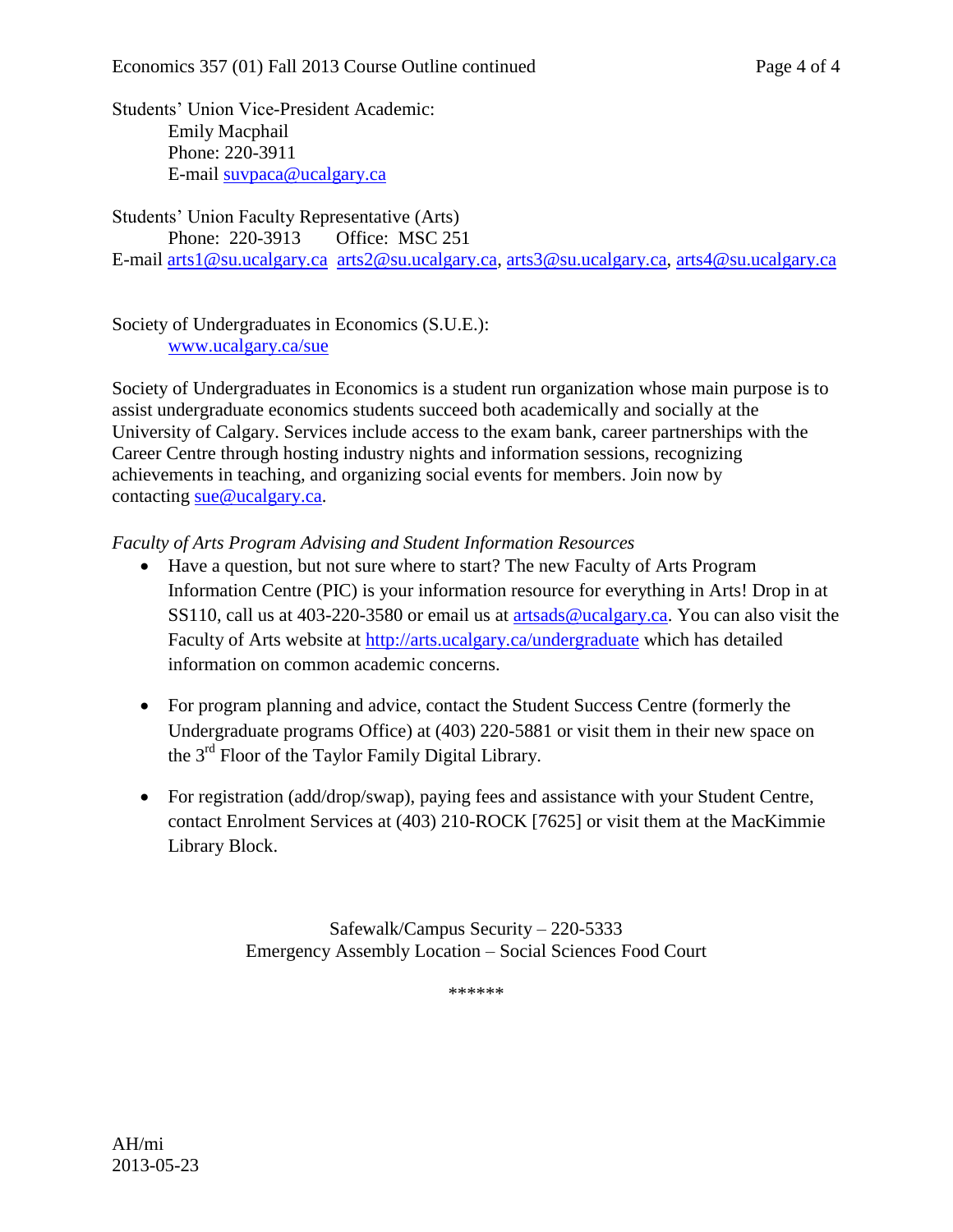Students' Union Vice-President Academic:
Emily Macphail
Phone: 220-3911
E-mail suvpaca@ucalgary.ca

Students' Union Faculty Representative (Arts)
Phone: 220-3913 Office: MSC 251
E-mail arts1@su.ucalgary.ca arts2@su.ucalgary.ca, arts3@su.ucalgary.ca, arts4@su.ucalgary.ca

Society of Undergraduates in Economics (S.U.E.):
www.ucalgary.ca/sue

Society of Undergraduates in Economics is a student run organization whose main purpose is to assist undergraduate economics students succeed both academically and socially at the University of Calgary. Services include access to the exam bank, career partnerships with the Career Centre through hosting industry nights and information sessions, recognizing achievements in teaching, and organizing social events for members. Join now by contacting sue@ucalgary.ca.

*Faculty of Arts Program Advising and Student Information Resources*

- Have a question, but not sure where to start? The new Faculty of Arts Program Information Centre (PIC) is your information resource for everything in Arts! Drop in at SS110, call us at 403-220-3580 or email us at artsads@ucalgary.ca. You can also visit the Faculty of Arts website at http://arts.ucalgary.ca/undergraduate which has detailed information on common academic concerns.

- For program planning and advice, contact the Student Success Centre (formerly the Undergraduate programs Office) at (403) 220-5881 or visit them in their new space on the 3rd Floor of the Taylor Family Digital Library.

- For registration (add/drop/swap), paying fees and assistance with your Student Centre, contact Enrolment Services at (403) 210-ROCK [7625] or visit them at the MacKimmie Library Block.

Safewalk/Campus Security – 220-5333
Emergency Assembly Location – Social Sciences Food Court

******

AH/mi
2013-05-23